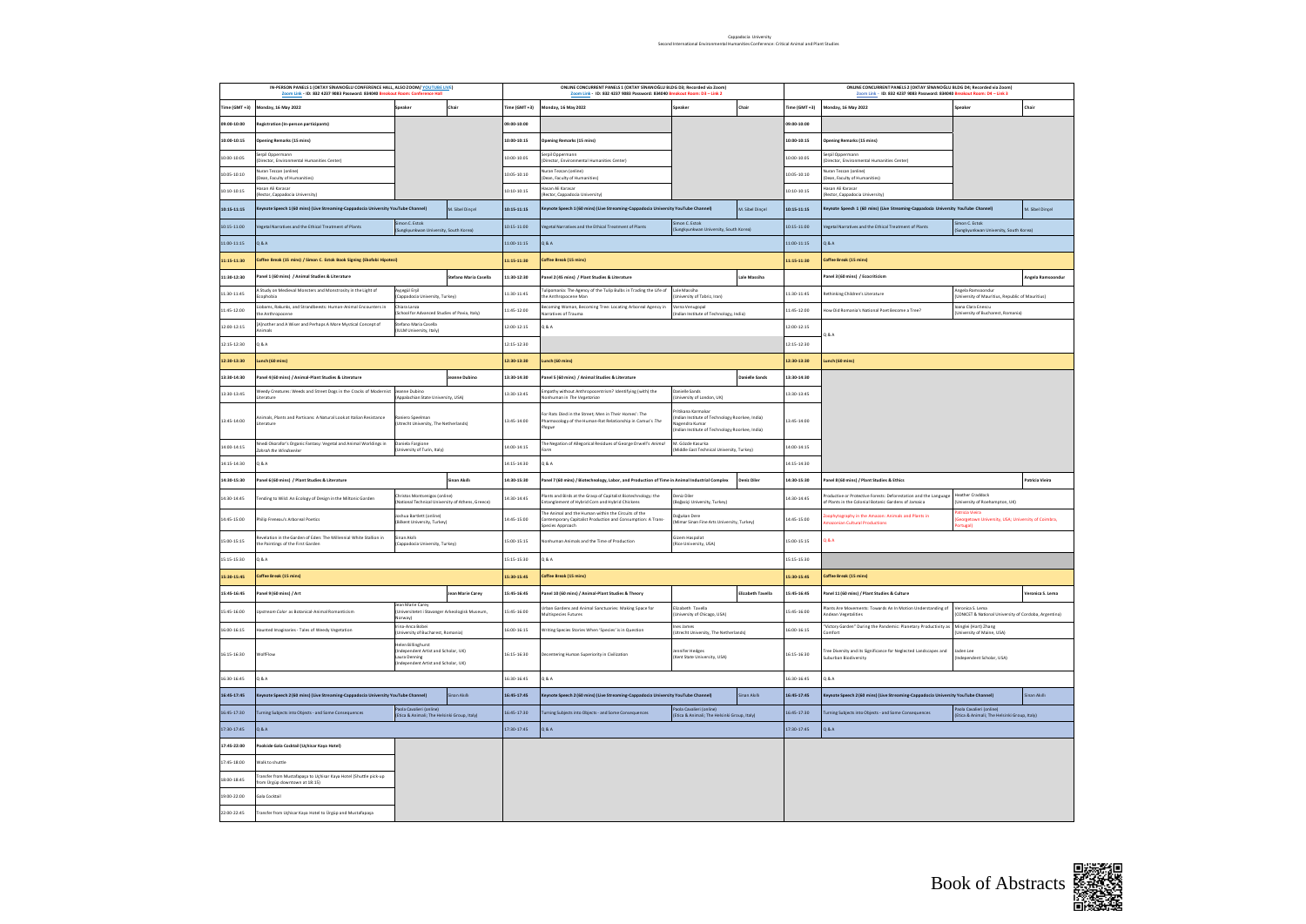Cappadocia University
Second International Environmental Humanities Conference: Critical Animal and Plant Studies

## IN-PERSON PANELS 1 (OKTAY SİNANOĞLU CONFERENCE HALL, ALSO ZOOM/ YOUTUBE LIVE)

Zoom Link - ID: 932 4237 9883 Password: 834040 Breakout Room: Conference Hall

| Time (GMT +3) | Monday, 16 May 2022 | Speaker | Chair |
|---|---|---|---|
| 09:00-10:00 | Registration (In-person participants) | | |
| 10:00-10:15 | Opening Remarks (15 mins) | | |
| 10:00-10:05 | Serpil Oppermann (Director, Environmental Humanities Center) | | |
| 10:05-10:10 | Nuran Tezcan (online) (Dean, Faculty of Humanities) | | |
| 10:10-10:15 | Hasan Ali Karasar (Rector, Cappadocia University) | | |
| 10:15-11:15 | Keynote Speech 1 (60 mins) (Live Streaming-Cappadocia University YouTube Channel) | | M. Sibel Dinçel |
| 10:15-11:00 | Vegetal Narratives and the Ethical Treatment of Plants | Simon C. Estok (Sungkyunkwan University, South Korea) | |
| 11:00-11:15 | Q & A | | |
| 11:15-11:30 | Coffee Break (15 mins) / Simon C. Estok Book Signing (Ekofobi Hipotezi) | | |
| 11:30-12:30 | Panel 1 (60 mins) / Animal Studies & Literature | | Stefano Maria Casella |
| 11:30-11:45 | A Study on Medieval Monsters and Monstrosity in the Light of Ecophobia | Ayşegül Ergil (Cappadocia University, Turkey) | |
| 11:45-12:00 | Liobams, Rakunks, and Strandbeests: Human-Animal Encounters in the Anthropocene | Chiara Lanza (School for Advanced Studies of Pavia, Italy) | |
| 12:00-12:15 | (A)nother and A Wiser and Perhaps A More Mystical Concept of Animals | Stefano Maria Casella (IULM University, Italy) | |
| 12:15-12:30 | Q & A | | |
| 12:30-13:30 | Lunch (60 mins) | | |
| 13:30-14:30 | Panel 4 (60 mins) / Animal-Plant Studies & Literature | | Jeanne Dubino |
| 13:30-13:45 | Weedy Creatures: Weeds and Street Dogs in the Cracks of Modernist Literature | Jeanne Dubino (Appalachian State University, USA) | |
| 13:45-14:00 | Animals, Plants and Partisans: A Natural Look at Italian Resistance Literature | Raniero Speelman (Utrecht University, The Netherlands) | |
| 14:00-14:15 | Nnedi Okorafor's Organic Fantasy: Vegetal and Animal Worldings in *Zahrah the Windseeker* | Daniela Fargione (University of Turin, Italy) | |
| 14:15-14:30 | Q & A | | |
| 14:30-15:30 | Panel 6 (60 mins) / Plant Studies & Literature | | Sinan Akıllı |
| 14:30-14:45 | Tending to Wild: An Ecology of Design in the Miltonic Garden | Christos Montsenigos (online) (National Technical University of Athens, Greece) | |
| 14:45-15:00 | Philip Freneau's Arboreal Poetics | Joshua Bartlett (online) (Bilkent University, Turkey) | |
| 15:00-15:15 | Revelation in the Garden of Eden: The Millennial White Stallion in the Paintings of the First Garden | Sinan Akıllı (Cappadocia University, Turkey) | |
| 15:15-15:30 | Q & A | | |
| 15:30-15:45 | Coffee Break (15 mins) | | |
| 15:45-16:45 | Panel 9 (60 mins) / Art | | Jean Marie Carey |
| 15:45-16:00 | Upstream Color as Botanical-Animal Romanticism | Jean Marie Carey (Universitetet i Stavanger Arkeologisk Museum, Norway) | |
| 16:00-16:15 | Haunted Imaginaries - Tales of Weedy Vegetation | Irina-Anca Bobei (University of Bucharest, Romania) | |
| 16:15-16:30 | WolfFlow | Helen Killinghurst (Independent Artist and Scholar, UK) Laura Denning (Independent Artist and Scholar, UK) | |
| 16:30-16:45 | Q & A | | |
| 16:45-17:45 | Keynote Speech 2 (60 mins) (Live Streaming-Cappadocia University YouTube Channel) | | Sinan Akıllı |
| 16:45-17:30 | Turning Subjects into Objects - and Some Consequences | Paola Cavalieri (online) (Etica & Animali; The Helsinki Group, Italy) | |
| 17:30-17:45 | Q & A | | |
| 17:45-22:00 | Poolside Gala Cocktail (Uçhisar Kaya Hotel) | | |
| 17:45-18:00 | Walk to shuttle | | |
| 18:00-18:45 | Transfer from Mustafapaşa to Uçhisar Kaya Hotel (Shuttle pick-up from Ürgüp downtown at 18:15) | | |
| 19:00-22:00 | Gala Cocktail | | |
| 22:00-22:45 | Transfer from Uçhisar Kaya Hotel to Ürgüp and Mustafapaşa | | |

## ONLINE CONCURRENT PANELS 1 (OKTAY SİNANOĞLU BLDG D3; Recorded via Zoom)

Zoom Link - ID: 932 4237 9883 Password: 834040 Breakout Room: D3 – Link 2

| Time (GMT +3) | Monday, 16 May 2022 | Speaker | Chair |
|---|---|---|---|
| 09:00-10:00 | | | |
| 10:00-10:15 | Opening Remarks (15 mins) | | |
| 10:00-10:05 | Serpil Oppermann (Director, Environmental Humanities Center) | | |
| 10:05-10:10 | Nuran Tezcan (online) (Dean, Faculty of Humanities) | | |
| 10:10-10:15 | Hasan Ali Karasar (Rector, Cappadocia University) | | |
| 10:15-11:15 | Keynote Speech 1 (60 mins) (Live Streaming-Cappadocia University YouTube Channel) | | M. Sibel Dinçel |
| 10:15-11:00 | Vegetal Narratives and the Ethical Treatment of Plants | Simon C. Estok (Sungkyunkwan University, South Korea) | |
| 11:00-11:15 | Q & A | | |
| 11:15-11:30 | Coffee Break (15 mins) | | |
| 11:30-12:30 | Panel 2 (45 mins) / Plant Studies & Literature | | Lale Massiha |
| 11:30-11:45 | Tulipomania: The Agency of the Tulip Bulbs in Trading the Life of the Anthropocene Man | Lale Massiha (University of Tabriz, Iran) | |
| 11:45-12:00 | Becoming Woman, Becoming Tree: Locating Arboreal Agency in Narratives of Trauma | Varsa Venugopal (Indian Institute of Technology, India) | |
| 12:00-12:15 | Q & A | | |
| 12:15-12:30 | | | |
| 12:30-13:30 | Lunch (60 mins) | | |
| 13:30-14:30 | Panel 5 (60 mins) / Animal Studies & Literature | | Danielle Sands |
| 13:30-13:45 | Empathy without Anthropocentrism? Identifying (with) the Nonhuman in *The Vegetarian* | Danielle Sands (University of London, UK) | |
| 13:45-14:00 | For Rats Died in the Street; Men in Their Homes': The Pharmacology of the Human-Rat Relationship in Camus's *The Plague* | Pritikana Karmakar (Indian Institute of Technology Roorkee, India) Nagendra Kumar (Indian Institute of Technology Roorkee, India) | |
| 14:00-14:15 | The Negation of Allegorical Residues of George Orwell's *Animal Farm* | M. Gözde Kasurka (Middle East Technical University, Turkey) | |
| 14:15-14:30 | Q & A | | |
| 14:30-15:30 | Panel 7 (60 mins) / Biotechnology, Labor, and Production of Time in Animal Industrial Complex | | Deniz Diler |
| 14:30-14:45 | Plants and Birds at the Grasp of Capitalist Biotechnology: the Entanglement of Hybrid Corn and Hybrid Chickens | Deniz Diler (Boğaziçi University, Turkey) | |
| 14:45-15:00 | The Animal and the Human within the Circuits of the Contemporary Capitalist Production and Consumption: A Trans-Species Approach | Doğuhan Dere (Mimar Sinan Fine Arts University, Turkey) | |
| 15:00-15:15 | Nonhuman Animals and the Time of Production | Gizem Haspolat (Rice University, USA) | |
| 15:15-15:30 | Q & A | | |
| 15:30-15:45 | Coffee Break (15 mins) | | |
| 15:45-16:45 | Panel 10 (60 mins) / Animal-Plant Studies & Theory | | Elizabeth Tavella |
| 15:45-16:00 | Urban Gardens and Animal Sanctuaries: Making Space for Multispecies Futures | Elizabeth Tavella (University of Chicago, USA) | |
| 16:00-16:15 | Writing Species Stories When 'Species' is in Question | Ines Jannes (Utrecht University, The Netherlands) | |
| 16:15-16:30 | Decentering Human Superiority in Civilization | Jennifer Hedges (Kent State University, USA) | |
| 16:30-16:45 | Q & A | | |
| 16:45-17:45 | Keynote Speech 2 (60 mins) (Live Streaming-Cappadocia University YouTube Channel) | | Sinan Akıllı |
| 16:45-17:30 | Turning Subjects into Objects - and Some Consequences | Paola Cavalieri (online) (Etica & Animali; The Helsinki Group, Italy) | |
| 17:30-17:45 | Q & A | | |

## ONLINE CONCURRENT PANELS 2 (OKTAY SİNANOĞLU BLDG D4; Recorded via Zoom)

Zoom Link - ID: 932 4237 9883 Password: 834040 Breakout Room: D4 – Link 3

| Time (GMT +3) | Monday, 16 May 2022 | Speaker | Chair |
|---|---|---|---|
| 09:00-10:00 | | | |
| 10:00-10:15 | Opening Remarks (15 mins) | | |
| 10:00-10:05 | Serpil Oppermann (Director, Environmental Humanities Center) | | |
| 10:05-10:10 | Nuran Tezcan (online) (Dean, Faculty of Humanities) | | |
| 10:10-10:15 | Hasan Ali Karasar (Rector, Cappadocia University) | | |
| 10:15-11:15 | Keynote Speech 1 (60 mins) (Live Streaming-Cappadocia University YouTube Channel) | | M. Sibel Dinçel |
| 10:15-11:00 | Vegetal Narratives and the Ethical Treatment of Plants | Simon C. Estok (Sungkyunkwan University, South Korea) | |
| 11:00-11:15 | Q & A | | |
| 11:15-11:30 | Coffee Break (15 mins) | | |
| | Panel 3 (60 mins) / Ecocriticism | | Angela Ramsoondur |
| 11:30-11:45 | Rethinking Children's Literature | Angela Ramsoondur (University of Mauritius, Republic of Mauritius) | |
| 11:45-12:00 | How Did Romania's National Poet Become a Tree? | Ioana Clara Enescu (University of Bucharest, Romania) | |
| 12:00-12:15 | Q & A | | |
| 12:15-12:30 | | | |
| 12:30-13:30 | Lunch (60 mins) | | |
| 13:30-14:30 | | | |
| 14:30-15:30 | Panel 8 (60 mins) / Plant Studies & Ethics | | Patricia Vieira |
| 14:30-14:45 | Productive or Protective Forests: Deforestation and the Language of Plants in the Colonial Botanic Gardens of Jamaica | Heather Craddock (University of Roehampton, UK) | |
| 14:45-15:00 | Zoophytography in the Amazon: Animals and Plants in Amazonian Cultural Productions | Patricia Vieira (Georgetown University, USA; University of Coimbra, Portugal) | |
| 15:00-15:15 | Q & A | | |
| 15:15-15:30 | | | |
| 15:30-15:45 | Coffee Break (15 mins) | | |
| 15:45-16:45 | Panel 11 (60 mins) / Plant Studies & Culture | | Veronica S. Lema |
| 15:45-16:00 | Plants Are Movements: Towards An In Motion Understanding of Andean Vegetalities | Veronica S. Lema (CONICET & National University of Cordoba, Argentina) | |
| 16:00-16:15 | "Victory Garden" During the Pandemic: Planetary Productivity as Comfort | Minglei (Hart) Zhang (University of Maine, USA) | |
| 16:15-16:30 | Tree Diversity and Its Significance for Neglected Landscapes and Suburban Biodiversity | Jaden Lee (Independent Scholar, USA) | |
| 16:30-16:45 | Q & A | | |
| 16:45-17:45 | Keynote Speech 2 (60 mins) (Live Streaming-Cappadocia University YouTube Channel) | | Sinan Akıllı |
| 16:45-17:30 | Turning Subjects into Objects - and Some Consequences | Paola Cavalieri (online) (Etica & Animali; The Helsinki Group, Italy) | |
| 17:30-17:45 | Q & A | | |

Book of Abstracts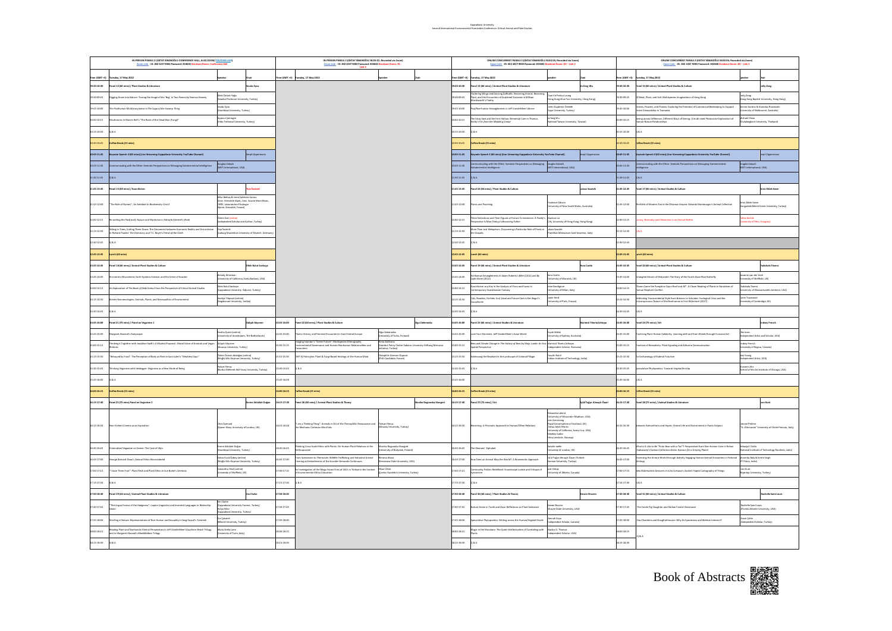## IN-PERSON PANELS 2 (OKTAY SİNANOĞLU CONFERENCE HALL, K150 ODEM) YOUTUBE LIVE

Zoom Link - ID: 832 4237 9083 Password: 834040 Breakout Room: Conference Hall

| Time (GMT +3) | Tuesday, 17 May 2022 | Speaker | Chair |
|---|---|---|---|
| 09:30-10:30 | Panel 12 (60 mins) / Plant Studies & Literature | | Sevda Ayaz |
| 09:30-09:45 | Digging Down into Nature: Tracing the Image of the 'Bog' in Two Poems by Seamus Heaney | Dilek Özlek Yağlı (Istanbul Technical University, Turkey) | |
| 09:45-10:00 | The Posthuman Multi(story)verse in the Saga of the Swamp Thing | Sevda Ayaz (Hacettepe University, Turkey) | |
| 10:00-10:15 | Mushrooms in Marvin Bell's "The Book of the Dead Man (Fungi)" | Seyyede Şahinoğlu (Yıldız Technical University, Turkey) | |
| 10:15-10:30 | Q & A | | |
| 10:30-10:45 | Coffee Break (15 mins) | | |
| 10:45-11:30 | Keynote Speech 3 (60 mins) (Live Streaming Cappadocia University YouTube Channel) | | Serpil Oppermann |
| 10:45-11:30 | Communicating with the Other: Semiotic Perspectives on Messaging Extraterrestrial Intelligence | Douglas Vakoch (METI International, USA) | |
| 11:30-11:45 | Q & A | | |
| 11:45-12:45 | Panel 15 (60 mins) / Ecocriticism | | Teja Šosterič |
| 11:45-12:00 | "The Rule of Names": An Antidote to Biodiversity Crisis? | Billur Bektaş & Irene Gabriela Sanusi (Univ. Grenoble Alpes, Univ. Savoie Mont Blanc, CNRS, Laboratoire d'Ecologie Alpine, Grenoble, France) | |
| 12:00-12:15 | Re-writing the Past(oral): Nature and Mysticism in Süheyla Artemel's Work | Özlem Sen (online) (Independent Scholar and Author, Turkey) | |
| 12:15-12:30 | Sitting in Trees, Cutting Them Down: The Disconnect between Economic Reality and Ecocriticism in Richard Powers' *The Overstory* and T.C. Boyle's *Friend of the Earth* | Teja Šosterič (Ludwig Maximilian University of Munich, Germany) | |
| 12:30-12:45 | Q & A | | |
| 12:45-13:45 | Lunch (60 mins) | | |
| 13:45-14:45 | Panel 18 (60 mins) / Animal Plant Studies & Culture | | Dilek Bulut Sarıkaya |
| 13:45-14:00 | Biocentric Attunement, Earth Systems Science, and the Crime of Ecocide | Wendy Wiseman (University of California, Santa Barbara, USA) | |
| 14:00-14:15 | An Exploration of *The Book of Dede Korkut* from the Perspective of Critical Animal Studies | Dilek Bulut Sarıkaya (Cappadocia University -Adjunct, Turkey) | |
| 14:15-14:30 | Border Necroecologies: Animals, Plants, and Necropolitics of Environment | Nadilja Filipović (online) (Singidunum University, Serbia) | |
| 14:30-14:45 | Q & A | | |
| 14:45-16:00 | Panel 21 (75 mins) / Panel on Veganism 1 | | Gülşah Göçmen |
| 14:45-15:00 | Margaret Atwood's Dairyscape | Hedda Quinn (online) (University of Amsterdam, The Netherlands) | |
| 15:00-15:15 | "Putting It Together with Jonathan Swift's *A Modest Proposal* : Moral Status of Animals and Vegan Rhetoric | Gülşah Göçmen (Kayseri University, Turkey) | |
| 15:15-15:30 | "Betrayed by Food": The Perception of Body as Flesh in Sara Suleri's "Meatless Days" | Özlem Demirel Akdoğan (online) (Muğla Sıtkı Koçman University, Turkey) | |
| 15:30-15:45 | Thinking Veganism with Heidegger: Veganism as a New Mode of Being | Hakan Yılmaz (Burdur Mehmet Akif Ersoy University, Turkey) | |
| 15:45-16:00 | Q & A | | |
| 16:00-16:15 | Coffee Break (15 mins) | | |
| 16:15-17:30 | Panel 25 (75 mins) Panel on Veganism 2 | | Emine Akkülah Doğan |
| 16:15-16:30 | Non-Violent Cinema as an Aspiration | Chris Dymond (Queen Mary University of London, UK) | |
| 16:30-16:45 | Embodied Veganism on Screen: The Case of Okja | Emine Akkülah Doğan (Hacettepe University, Turkey) | |
| 16:45-17:00 | George Bernard Shaw's Animal Ethics Reconsidered | Kübra Vural Özbey (online) (Muğla Sıtkı Koçman University, Turkey) | |
| 17:00-17:15 | "I Gave Them Fruit": Plant Flesh and Plant Ethics in Sue Burke's Semiosis | Samantha Hind (online) (University of Sheffield, UK) | |
| 17:15-17:30 | Q & A | | |
| 17:30-18:30 | Panel 29 (60 mins) / Animal Plant Studies & Literature | | Ian Clarke |
| 17:30-17:45 | "The Lingua Franca of the Hedgehog": Lupine Linguistics and Invented Languages in *Watership Down* | Ian Clarke (Cappadocia University Former, Turkey) Hilya Mine (Cappadocia University, Turkey) | |
| 17:45-18:00 | Dwelling in Nature: Representations of Non-Human and Sexuality in Sevgi Soysal's Yürümek | Ece Çakarel (Bilkent University, Turkey) | |
| 18:00-18:15 | Reading Plant and Nonhuman Animal Perspectives in Jeff VanderMeer's Southern Reach Trilogy and in Margaret Atwood's MaddAddam Trilogy | Maria Stella Lorni (University of Turin, Italy) | |
| 18:15-18:30 | Q & A | | |

## IN-PERSON PANELS 3 (OKTAY SİNANOĞLU BLDG D1; Recorded via Zoom)

Zoom Link - ID: 832 4237 9083 Password: 834040 Breakout Room: D1 - Link 2

| Time (GMT +3) | Tuesday, 17 May 2022 | Speaker | Chair |
|---|---|---|---|
| 14:45-16:00 | Panel 22 (60 mins) / Plant Studies & Culture | | Olga Cielemecka |
| 14:45-15:00 | Plants, History, and Feminist Encounters in East Central Europe | Olga Cielemecka (University of Turku, Finland) | |
| 15:00-15:15 | Imaging Istanbul's "Green Future": Multispecies Ethnography, Environmental Governance and Human-Nonhuman Relationalities and Encounters | Sena Zeybekoğlu (Istanbul Policy Center Sabancı University Stiftung Mercator Initiative, Turkey) | |
| 15:15-15:30 | DMT & Psilocybin: Plant & Fungi-Based Healings of the Human Mind | Théophile Gerriner-Dupont (PhD Candidate, France) | |
| 15:30-15:45 | Q & A | | |
| 15:45-16:00 | | | |
| 16:00-16:15 | Coffee Break (15 mins) | | |
| 16:15-17:30 | Panel 26 (60 mins) / Animal-Plant Studies & Theory | | Monika Rogowska-Stangret |
| 16:15-16:30 | "I am a Thinking Thing": Animals in Art of the Theriophilic Renaissance and the Mechanic Cartesian Mind Sets | Türkan Yılmaz (Akdeniz University, Turkey) | |
| 16:30-16:45 | Thinking Cross-Scale Ethics with Plants: On Human-Plant Relations in the Anthropocene | Monika Rogowska-Stangret (University of Białystok, Poland) | |
| 16:45-17:00 | From Speciesism to Thermocide: Wildlife Trafficking and Industrial Animal Farming as Embodiments of the Ecocide-Genocide Continuum | Ximena Afeva (Greenmeme State University, USA) | |
| 17:00-17:15 | An Investigation of the Mega Forest Fires of 2021 in Türkiye in the Context of Environmental Ethics Education | Okan Ürker (Çankırı Karatekin University, Turkey) | |
| 17:15-17:30 | Q & A | | |
| 17:30-18:30 | | | |
| 17:30-17:45 | | | |
| 17:45-18:00 | | | |
| 18:00-18:15 | | | |
| 18:15-18:30 | | | |

## ONLINE CONCURRENT PANELS 5 (OKTAY SİNANOĞLU BLDG D2; Recorded via Zoom)

Zoom Link - ID: 832 4237 9083 Password: 834040 Breakout Room: D2 - Link 3

| Time (GMT +3) | Tuesday, 17 May 2022 | Speaker | Chair |
|---|---|---|---|
| 09:30-10:30 | Panel 13 (60 mins) / Animal-Plant Studies & Literature | | Ya-feng Wu |
| 09:30-09:45 | Fluttering Wings and Dancing Daffodils: Becoming-Animal, Becoming-Plant, and the Encounters of Sublime Ecstasies in William Wordsworth's Poetry | Chun Kit Pettus Leung (Hong Kong Shue Yan University, Hong Kong) | |
| 09:45-10:00 | Post/Non-human Entanglements in Jeff VanderMeer's Borne | Sinem Kuyumcu Öztürk (Yaşar University, Turkey) | |
| 10:00-10:15 | The Stray Sow and the Hero Haltian: Elemental Care in Thomas Hardy's *Far from the Madding Crowd* | Ya-feng Wu (National Taiwan University, Taiwan) | |
| 10:15-10:30 | Q & A | | |
| 10:30-10:45 | Coffee Break (15 mins) | | |
| 10:45-11:30 | Keynote Speech 3 (60 mins) (Live Streaming Cappadocia University YouTube Channel) | | Serpil Oppermann |
| 10:45-11:30 | Communicating with the Other: Semiotic Perspectives on Messaging Extraterrestrial Intelligence | Douglas Vakoch (METI International, USA) | |
| 11:30-11:45 | Q & A | | |
| 11:45-12:45 | Panel 16 (60 mins) / Plant Studies & Culture | | Łukasz Sawicki |
| 11:45-12:00 | Plants and Poaching | Yadeene Gibson (University of New South Wales, Australia) | |
| 12:00-12:15 | Three Extinctions and Their Figures of Future Coexistence: A Paddy's Perspective in Wan Chinyuk's Becoming Father | Harrison Liu (City University of Hong Kong, Hong Kong) | |
| 12:15-12:30 | More Than Just Metaphors: Discovering a Particular Role of Plants in the Gospels | Łukasz Sawicki (Pontifical Athenaeum Sant'Anselmo, Italy) | |
| 12:30-12:45 | Q & A | | |
| 12:45-13:45 | Lunch (60 mins) | | |
| 13:45-14:45 | Panel 19 (60 mins) / Animal Plant Studies & Culture | | Ana Castle |
| 13:45-14:00 | Nonhuman Entanglements in Adam Roberts's *Bête* (2014) and *By Light Alone* (2013) | Ana Castle (University of Warwick, UK) | |
| 14:00-14:15 | Ecocriticism as a Key in the Analysis of Flora and Fauna in Contemporary Scandinavian Fantasy | Irene Bardigarzo (University of Milan, Italy) | |
| 14:15-14:30 | Cats, Roaches, Orchids: Soil (Intra)and Future Care in Ken Bugul's Cacophonie | Annie Asad (University of Paris, France) | |
| 14:30-14:45 | Q & A | | |
| 14:45-16:00 | Panel 23 (60 mins) / Animal Studies & Literature | | Marinică Tiberiu Șchiopu |
| 14:45-15:00 | Lonely Four Monsters: Jeff VanderMeer's Avian World | Keyah (University of Sydney, Australia) | |
| 15:00-15:15 | Bees and Climate Change in *The History of Bees* by Maja Lunde: An Eco Spatial Perspective | Marinică Tiberiu Șchiopu (Independent Scholar, Romania) | |
| 15:15-15:30 | Addressing the Elephant in the Landscape of Colonial Pillage | Yasmin Rahil (Indian Institute of Technology, India) | |
| 15:30-15:45 | Q & A | | |
| 15:45-16:00 | | | |
| 16:00-16:15 | Coffee Break (15 mins) | | |
| 16:15-17:30 | Panel 27 (75 mins) / Art | | Aylül Tuğçe Almaşık Özger |
| 16:15-16:30 | Becoming: A Phronetic Approach to Human/Other Relations | Alexandra Lakind (University of Wisconsin-Madison, USA) Ash Armstrong (Royal Conservatoire of Scotland, UK) Chessa Adsit-Morris (University of California, Santa Cruz, USA) Rebekka Saeter (Nina Lekvalin, Norway) | |
| 16:30-16:45 | The Gleaners' Alphabet | Natalie Leslie (University of London, UK) | |
| 16:45-17:00 | How Does an Animal 'Map the World': A Biosemiotic Approach | Aylül Tuğçe Almaşık Özger (Turkish-German University, Turkey) | |
| 17:00-17:15 | Community Politics Redefined: Soundscape Justice and Critique of Speciesism | Işık Öktay (University of Alberta, Canada) | |
| 17:15-17:30 | Q & A | | |
| 17:30-18:30 | Panel 30 (60 mins) / Plant Studies & Theory | | Steven Shaviro |
| 17:30-17:45 | Nature Green in Tooth and Claw: Reflections on Plant Sentience | Steven Shaviro (Wayne State University, USA) | |
| 17:45-18:00 | Speculative Phytopoetics: Writing across the Human/Vegetal Divide | Jennah Kaya (Independent Scholar, Canada) | |
| 18:00-18:15 | Mingle in the Mundane: The Quiet Intellectualism of Caretaking with Plants | Barbie O. Thomas (Independent Scholar, USA) | |
| 18:15-18:30 | Q & A | | |

## ONLINE CONCURRENT PANELS 6 (OKTAY SİNANOĞLU BLDG D3; Recorded via Zoom)

Zoom Link - ID: 832 4237 9083 Password: 834040 Breakout Room: D3 - Link 4

| Time (GMT +3) | Tuesday, 17 May 2022 | Speaker | Chair |
|---|---|---|---|
| 09:30-10:30 | Panel 14 (60 mins) / Animal-Plant Studies & Culture | | Lelly Zong |
| 09:30-09:45 | Of Meat, Plant, and Soil: Multispecies Imaginations of Hong Kong | Lelly Zong (Hong Kong Baptist University, Hong Kong) | |
| 09:45-10:00 | Forests, Flowers, and Flames: Exploring the Potential of Commercial Beekeeping to Support Forest Stewardship in Tasmania | Jennie Gordon & Stanislav Roudavski (University of Melbourne, Australia) | |
| 10:00-10:15 | Seeing across Difference, Different Ways of Seeing: A multi-sited Photovoice Exploration of Human-Nature Relationships | Michael Chew (Chulalongkorn University, Thailand) | |
| 10:15-10:30 | Q & A | | |
| 10:30-10:45 | Coffee Break (15 mins) | | |
| 10:45-11:30 | Keynote Speech 3 (60 mins) (Live Streaming Cappadocia University YouTube Channel) | | Serpil Oppermann |
| 10:45-11:30 | Communicating with the Other: Semiotic Perspectives on Messaging Extraterrestrial Intelligence | Douglas Vakoch (METI International, USA) | |
| 11:30-11:45 | Q & A | | |
| 11:45-12:45 | Panel 17 (60 mins) / Animal Studies & Culture | | Irmis Dilek Sever |
| 11:45-12:00 | Rethink of Modern Zoo in the Ottoman Empire: Eduardo Marienengo's Animal Collection | Irmis Dilek Sever (Zonguldak Bülent Ecevit University, Turkey) | |
| 12:00-12:15 | Lassay, Nonreality and Otherness in an Animal Mother | Julia Barinki (University of Pécs, Hungary) | |
| 12:15-12:30 | Q & A | | |
| 12:30-12:45 | | | |
| 12:45-13:45 | Lunch (60 mins) | | |
| 13:45-14:45 | Panel 20 (60 mins) / Animal Studies & Culture | | Nabahata Tisana |
| 13:45-14:00 | Entangled Ghosts of Maijnaleh: The Story of the Dutch Alcon Blue Butterfly | Joanne van der Vaart (University of Sheffield, UK) | |
| 14:00-14:15 | "Down Came the Pumpkins Cajun Roof and All": A Closer Reading of Plants in Narratives of Human-Elephant Conflict | Nabahata Tisana (University of Massachusetts Amherst, USA) | |
| 14:15-14:30 | Rethinking Transcendental Style from Bresson to Schrader: Ecological Crisis and the Heterogeneous Nature of the Nonhuman in *First Reformed* (2017) | Jamie Townsend (University of Cambridge, UK) | |
| 14:30-14:45 | Q & A | | |
| 14:45-16:00 | Panel 24 (75 mins) / Art | | Lindsey French |
| 14:45-15:00 | Practicing Plant-Human Solidarity: Learning with and from Weeds through Ecosocial Art | Ole Ivan (Independent Artist and Scholar, USA) | |
| 15:00-15:15 | Practices of Receptivity: Plant Signaling and Airborne Communication | Lindsey French (University of Regina, Canada) | |
| 15:15-15:30 | An Archaeology of Radical Futurism | Bee Young (Independent Artist, USA) | |
| 15:30-15:45 | Speculative Phytopoetics: Towards Vegetal Kinship | Giovanni Aloi (School of the Art Institute of Chicago, USA) | |
| 15:45-16:00 | Q & A | | |
| 16:00-16:15 | Coffee Break (15 mins) | | |
| 16:15-17:30 | Panel 28 (75 mins) / Animal Studies & Literature | | Lars Bunt |
| 16:15-16:30 | Between Adventures and Hopes: Animal Life and Environment in Paolo Volponi | Simone Pettine ("G. d'Annunzio" University of Chieti-Pescara, Italy) | |
| 16:30-16:45 | What Is It Like to Be "Polar Bear with a Tail"? Perspectives from Non-human Lives in Rohan Chakravarty's Cartoon Collection *Green Humour for a Greying Planet* | Debanjali Chakia (National Institute of Technology Rourkela, India) | |
| 16:45-17:00 | Traversing the Animal World through Actively Engaging Human-Animal Encounters in Fictional Writings | Aroona Bala & Smriti Singh (IIT Patna, India) | |
| 17:00-17:15 | New Materialistic Gestures in Julio Cortazar's Axolotl: Haptic Cartography of Things | Lars Bunt (Bayburt University, Turkey) | |
| 17:15-17:30 | Q & A | | |
| 17:30-18:30 | Panel 31 (60 mins) / Animal Studies & Literature | | Rachelle Saint Louis |
| 17:30-17:45 | The Creole Pig Slaughter and Haitian Farmer Resistance | Rachelle Saint Louis (Florida Atlantic University, USA) | |
| 17:45-18:00 | Gas Chambers and Slaughterhouses: Why Do Speciesism and Ableism Intersect? | Dean Çetin (Independent Scholar, Turkey) | |
| 18:00-18:15 | Q & A | | |
| 18:15-18:30 | | | |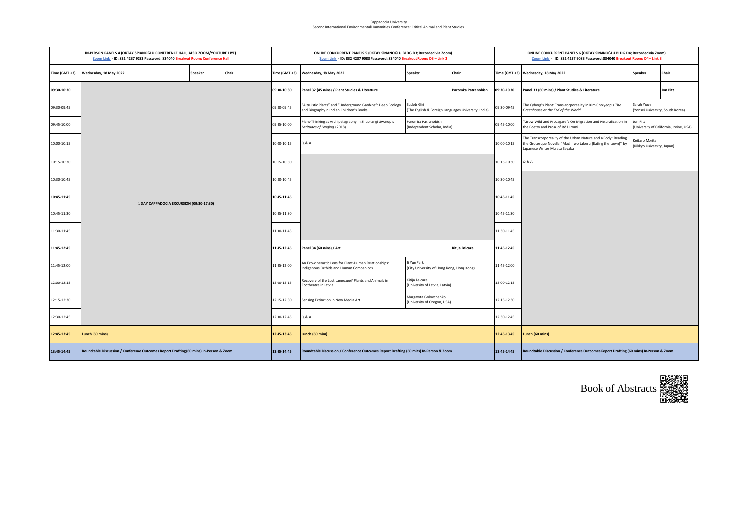Cappadocia University
Second International Environmental Humanities Conference: Critical Animal and Plant Studies

| IN-PERSON PANELS 4 (OKTAY SİNANOĞLU CONFERENCE HALL, ALSO ZOOM/YOUTUBE LIVE) Zoom Link - ID: 832 4237 9083 Password: 834040 Breakout Room: Conference Hall | | | | ONLINE CONCURRENT PANELS 5 (OKTAY SİNANOĞLU BLDG D3; Recorded via Zoom) Zoom Link - ID: 832 4237 9083 Password: 834040 Breakout Room: D3 – Link 2 | | | | ONLINE CONCURRENT PANELS 6 (OKTAY SİNANOĞLU BLDG D4; Recorded via Zoom) Zoom Link - ID: 832 4237 9083 Password: 834040 Breakout Room: D4 – Link 3 | | | |
|---|---|---|---|---|---|---|---|---|---|---|---|
| Time (GMT +3) | Wednesday, 18 May 2022 | Speaker | Chair | Time (GMT +3) | Wednesday, 18 May 2022 | Speaker | Chair | Time (GMT +3) | Wednesday, 18 May 2022 | Speaker | Chair |
| **09:30-10:30** | 1 DAY CAPPADOCIA EXCURSION (09:30-17:30) | | | **09:30-10:30** | **Panel 32 (45 mins) / Plant Studies & Literature** | | **Paromita Patranobish** | **09:30-10:30** | **Panel 33 (60 mins) / Plant Studies & Literature** | | **Jon Pitt** |
| 09:30-09:45 | | | | 09:30-09:45 | "Altruistic Plants" and "Underground Gardens": Deep Ecology and Biography in Indian Children's Books | Sudebi Giri (The English & Foreign Languages University, India) | | 09:30-09:45 | The Cyborg's Plant: Trans-corporeality in Kim Cho-yeop's *The Greenhouse at the End of the World* | Sarah Yoon (Yonsei University, South Korea) | |
| 09:45-10:00 | | | | 09:45-10:00 | Plant-Thinking as Archipelagraphy in Shubhangi Swarup's *Latitudes of Longing* (2018) | Paromita Patranobish (Independent Scholar, India) | | 09:45-10:00 | "Grow Wild and Propagate": On Migration and Naturalization in the Poetry and Prose of Itō Hiromi | Jon Pitt (University of California, Irvine, USA) | |
| 10:00-10:15 | | | | 10:00-10:15 | Q & A | | | 10:00-10:15 | The Transcorporeality of the Urban Nature and a Body: Reading the Grotesque Novella "Machi wo taberu [Eating the town]" by Japanese Writer Murata Sayaka | Keitaro Morita (Rikkyo University, Japan) | |
| 10:15-10:30 | | | | 10:15-10:30 | | | | 10:15-10:30 | Q & A | | |
| 10:30-10:45 | | | | 10:30-10:45 | | | | 10:30-10:45 | | | |
| **10:45-11:45** | | | | **10:45-11:45** | | | | **10:45-11:45** | | | |
| 10:45-11:30 | | | | 10:45-11:30 | | | | 10:45-11:30 | | | |
| 11:30-11:45 | | | | 11:30-11:45 | | | | 11:30-11:45 | | | |
| **11:45-12:45** | | | | **11:45-12:45** | **Panel 34 (60 mins) / Art** | | **Kitija Balcare** | **11:45-12:45** | | | |
| 11:45-12:00 | | | | 11:45-12:00 | An Eco-cinematic Lens for Plant-Human Relationships: Indigenous Orchids and Human Companions | Ji Yun Park (City University of Hong Kong, Hong Kong) | | 11:45-12:00 | | | |
| 12:00-12:15 | | | | 12:00-12:15 | Recovery of the Lost Language? Plants and Animals in Ecotheatre in Latvia | Kitija Balcare (University of Latvia, Latvia) | | 12:00-12:15 | | | |
| 12:15-12:30 | | | | 12:15-12:30 | Sensing Extinction in New Media Art | Margaryta Golovchenko (University of Oregon, USA) | | 12:15-12:30 | | | |
| 12:30-12:45 | | | | 12:30-12:45 | Q & A | | | 12:30-12:45 | | | |
| **12:45-13:45** | **Lunch (60 mins)** | | | **12:45-13:45** | **Lunch (60 mins)** | | | **12:45-13:45** | **Lunch (60 mins)** | | |
| **13:45-14:45** | **Roundtable Discussion / Conference Outcomes Report Drafting (60 mins) In-Person & Zoom** | | | **13:45-14:45** | **Roundtable Discussion / Conference Outcomes Report Drafting (60 mins) In-Person & Zoom** | | | **13:45-14:45** | **Roundtable Discussion / Conference Outcomes Report Drafting (60 mins) In-Person & Zoom** | | |

Book of Abstracts